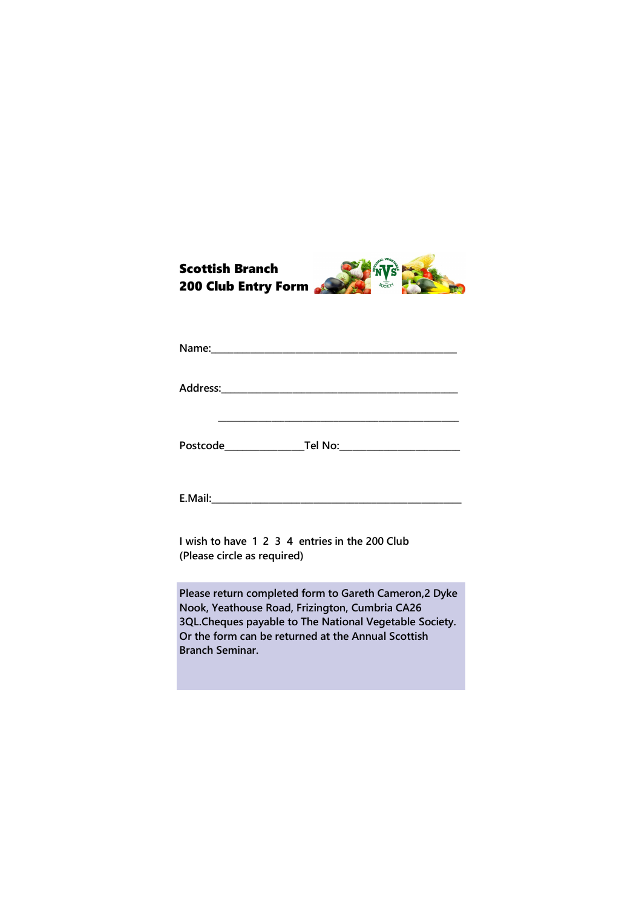**Scottish Branch**
**200 Club Entry Form**

Name:\_\_\_\_\_\_\_\_\_\_\_\_\_\_\_\_\_\_\_\_\_\_\_\_\_\_\_\_\_\_\_\_\_\_\_\_\_\_\_\_\_\_\_\_\_\_

Address:\_\_\_\_\_\_\_\_\_\_\_\_\_\_\_\_\_\_\_\_\_\_\_\_\_\_\_\_\_\_\_\_\_\_\_\_\_\_\_\_\_\_\_\_\_

\_\_\_\_\_\_\_\_\_\_\_\_\_\_\_\_\_\_\_\_\_\_\_\_\_\_\_\_\_\_\_\_\_\_\_\_\_\_\_\_\_\_\_\_\_\_\_

Postcode\_\_\_\_\_\_\_\_\_\_\_\_\_\_\_Tel No:\_\_\_\_\_\_\_\_\_\_\_\_\_\_\_\_\_\_\_\_\_\_\_

E.Mail:\_\_\_\_\_\_\_\_\_\_\_\_\_\_\_\_\_\_\_\_\_\_\_\_\_\_\_\_\_\_\_\_\_\_\_\_\_\_\_\_\_\_\_\_\_\_\_

I wish to have 1 2 3 4 entries in the 200 Club
(Please circle as required)

**Please return completed form to Gareth Cameron,2 Dyke Nook, Yeathouse Road, Frizington, Cumbria CA26 3QL.Cheques payable to The National Vegetable Society. Or the form can be returned at the Annual Scottish Branch Seminar.**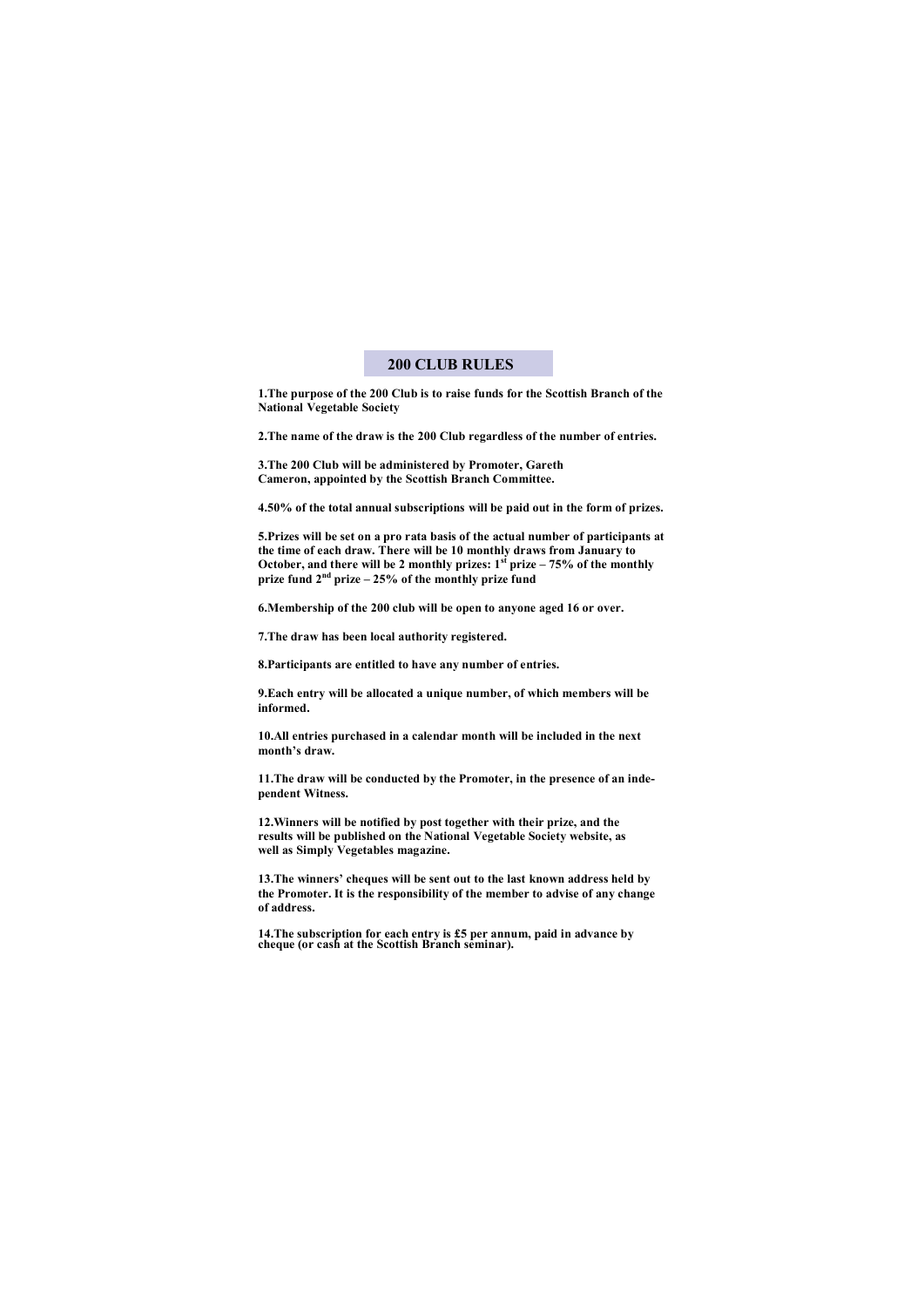## 200 CLUB RULES

**1.The purpose of the 200 Club is to raise funds for the Scottish Branch of the National Vegetable Society**

**2.The name of the draw is the 200 Club regardless of the number of entries.**

**3.The 200 Club will be administered by Promoter, Gareth Cameron, appointed by the Scottish Branch Committee.**

**4.50% of the total annual subscriptions will be paid out in the form of prizes.**

**5.Prizes will be set on a pro rata basis of the actual number of participants at the time of each draw. There will be 10 monthly draws from January to October, and there will be 2 monthly prizes: 1st prize – 75% of the monthly prize fund 2nd prize – 25% of the monthly prize fund**

**6.Membership of the 200 club will be open to anyone aged 16 or over.**

**7.The draw has been local authority registered.**

**8.Participants are entitled to have any number of entries.**

**9.Each entry will be allocated a unique number, of which members will be informed.**

**10.All entries purchased in a calendar month will be included in the next month's draw.**

**11.The draw will be conducted by the Promoter, in the presence of an independent Witness.**

**12.Winners will be notified by post together with their prize, and the results will be published on the National Vegetable Society website, as well as Simply Vegetables magazine.**

**13.The winners' cheques will be sent out to the last known address held by the Promoter. It is the responsibility of the member to advise of any change of address.**

**14.The subscription for each entry is £5 per annum, paid in advance by cheque (or cash at the Scottish Branch seminar).**